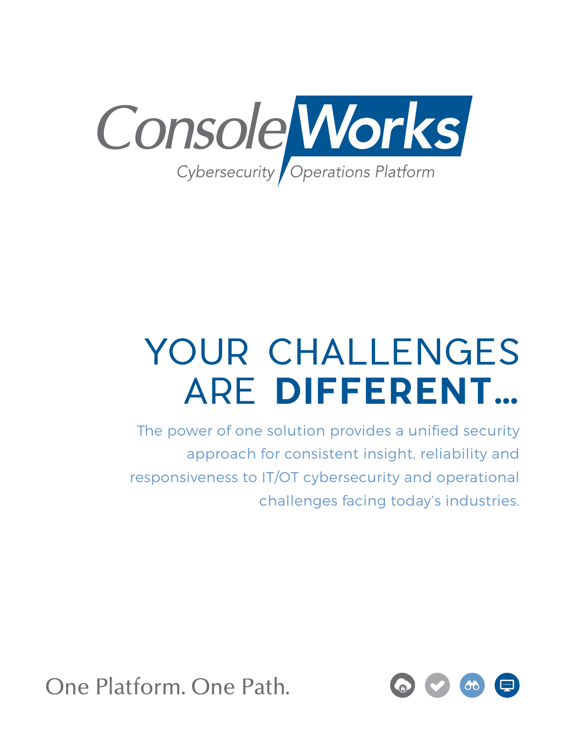# ConsoleWorks

*Cybersecurity Operations Platform*

# YOUR CHALLENGES ARE **DIFFERENT…**

The power of one solution provides a unified security approach for consistent insight, reliability and responsiveness to IT/OT cybersecurity and operational challenges facing today's industries.

One Platform. One Path.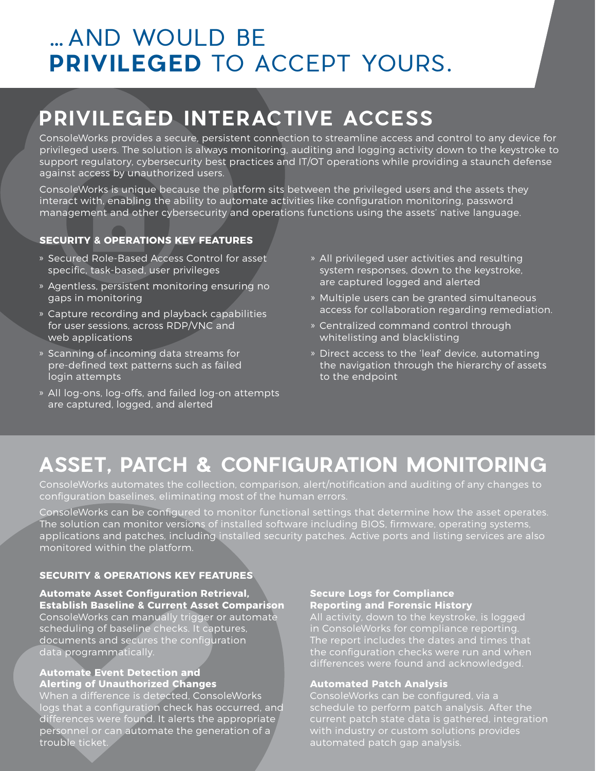# ... AND WOULD BE **PRIVILEGED** TO ACCEPT YOURS.

## PRIVILEGED INTERACTIVE ACCESS

ConsoleWorks provides a secure, persistent connection to streamline access and control to any device for privileged users. The solution is always monitoring, auditing and logging activity down to the keystroke to support regulatory, cybersecurity best practices and IT/OT operations while providing a staunch defense against access by unauthorized users.

ConsoleWorks is unique because the platform sits between the privileged users and the assets they interact with, enabling the ability to automate activities like configuration monitoring, password management and other cybersecurity and operations functions using the assets' native language.

### SECURITY & OPERATIONS KEY FEATURES

- Secured Role-Based Access Control for asset specific, task-based, user privileges
- Agentless, persistent monitoring ensuring no gaps in monitoring
- Capture recording and playback capabilities for user sessions, across RDP/VNC and web applications
- Scanning of incoming data streams for pre-defined text patterns such as failed login attempts
- All log-ons, log-offs, and failed log-on attempts are captured, logged, and alerted
- All privileged user activities and resulting system responses, down to the keystroke, are captured logged and alerted
- Multiple users can be granted simultaneous access for collaboration regarding remediation.
- Centralized command control through whitelisting and blacklisting
- Direct access to the 'leaf' device, automating the navigation through the hierarchy of assets to the endpoint

## ASSET, PATCH & CONFIGURATION MONITORING

ConsoleWorks automates the collection, comparison, alert/notification and auditing of any changes to configuration baselines, eliminating most of the human errors.

ConsoleWorks can be configured to monitor functional settings that determine how the asset operates. The solution can monitor versions of installed software including BIOS, firmware, operating systems, applications and patches, including installed security patches. Active ports and listing services are also monitored within the platform.

### SECURITY & OPERATIONS KEY FEATURES

**Automate Asset Configuration Retrieval, Establish Baseline & Current Asset Comparison**
ConsoleWorks can manually trigger or automate scheduling of baseline checks. It captures, documents and secures the configuration data programmatically.

**Automate Event Detection and Alerting of Unauthorized Changes**
When a difference is detected, ConsoleWorks logs that a configuration check has occurred, and differences were found. It alerts the appropriate personnel or can automate the generation of a trouble ticket.

**Secure Logs for Compliance Reporting and Forensic History**
All activity, down to the keystroke, is logged in ConsoleWorks for compliance reporting. The report includes the dates and times that the configuration checks were run and when differences were found and acknowledged.

**Automated Patch Analysis**
ConsoleWorks can be configured, via a schedule to perform patch analysis. After the current patch state data is gathered, integration with industry or custom solutions provides automated patch gap analysis.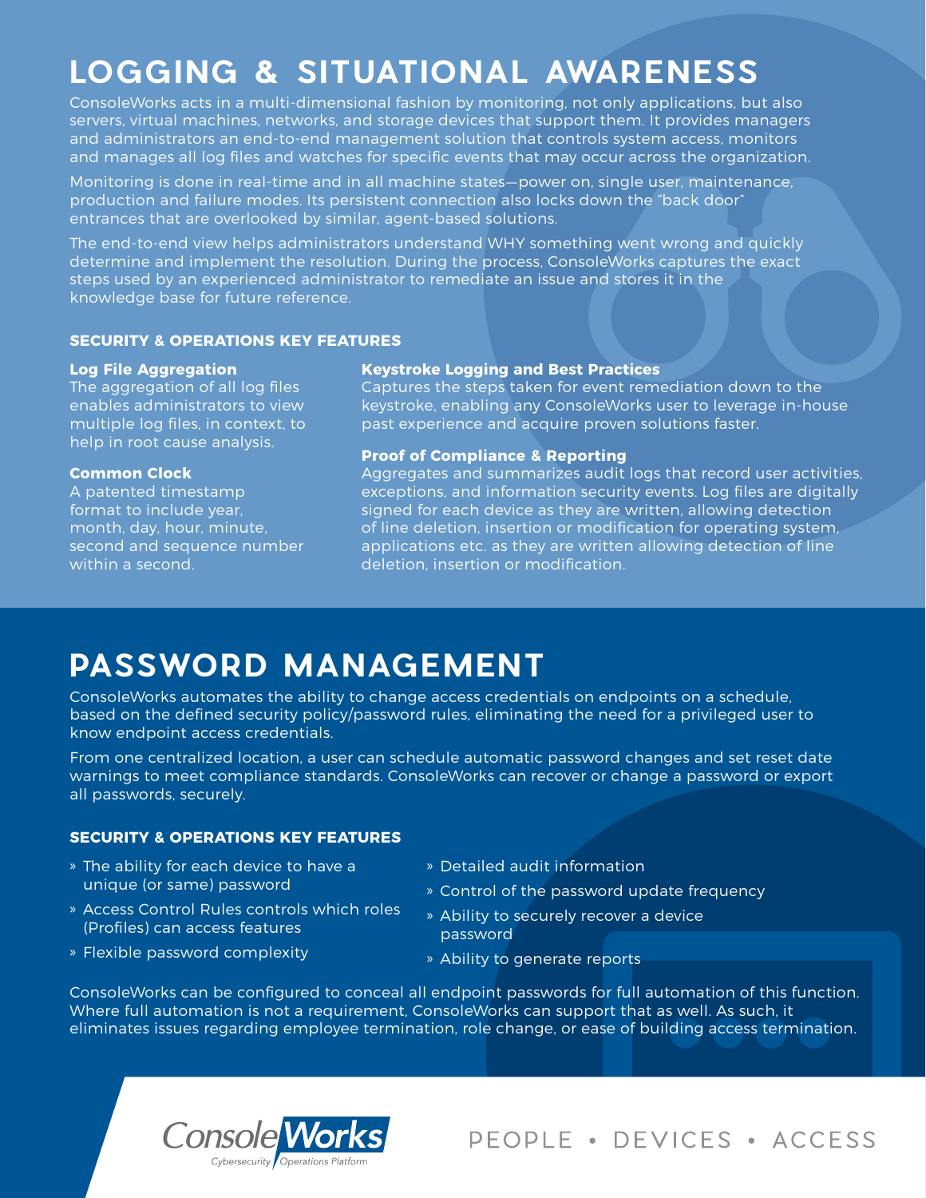# LOGGING & SITUATIONAL AWARENESS

ConsoleWorks acts in a multi-dimensional fashion by monitoring, not only applications, but also servers, virtual machines, networks, and storage devices that support them. It provides managers and administrators an end-to-end management solution that controls system access, monitors and manages all log files and watches for specific events that may occur across the organization.

Monitoring is done in real-time and in all machine states—power on, single user, maintenance, production and failure modes. Its persistent connection also locks down the "back door" entrances that are overlooked by similar, agent-based solutions.

The end-to-end view helps administrators understand WHY something went wrong and quickly determine and implement the resolution. During the process, ConsoleWorks captures the exact steps used by an experienced administrator to remediate an issue and stores it in the knowledge base for future reference.

### SECURITY & OPERATIONS KEY FEATURES

**Log File Aggregation**
The aggregation of all log files enables administrators to view multiple log files, in context, to help in root cause analysis.

**Common Clock**
A patented timestamp format to include year, month, day, hour, minute, second and sequence number within a second.

**Keystroke Logging and Best Practices**
Captures the steps taken for event remediation down to the keystroke, enabling any ConsoleWorks user to leverage in-house past experience and acquire proven solutions faster.

**Proof of Compliance & Reporting**
Aggregates and summarizes audit logs that record user activities, exceptions, and information security events. Log files are digitally signed for each device as they are written, allowing detection of line deletion, insertion or modification for operating system, applications etc. as they are written allowing detection of line deletion, insertion or modification.

# PASSWORD MANAGEMENT

ConsoleWorks automates the ability to change access credentials on endpoints on a schedule, based on the defined security policy/password rules, eliminating the need for a privileged user to know endpoint access credentials.

From one centralized location, a user can schedule automatic password changes and set reset date warnings to meet compliance standards. ConsoleWorks can recover or change a password or export all passwords, securely.

### SECURITY & OPERATIONS KEY FEATURES

- The ability for each device to have a unique (or same) password
- Access Control Rules controls which roles (Profiles) can access features
- Flexible password complexity
- Detailed audit information
- Control of the password update frequency
- Ability to securely recover a device password
- Ability to generate reports

ConsoleWorks can be configured to conceal all endpoint passwords for full automation of this function. Where full automation is not a requirement, ConsoleWorks can support that as well. As such, it eliminates issues regarding employee termination, role change, or ease of building access termination.

ConsoleWorks Cybersecurity Operations Platform

PEOPLE • DEVICES • ACCESS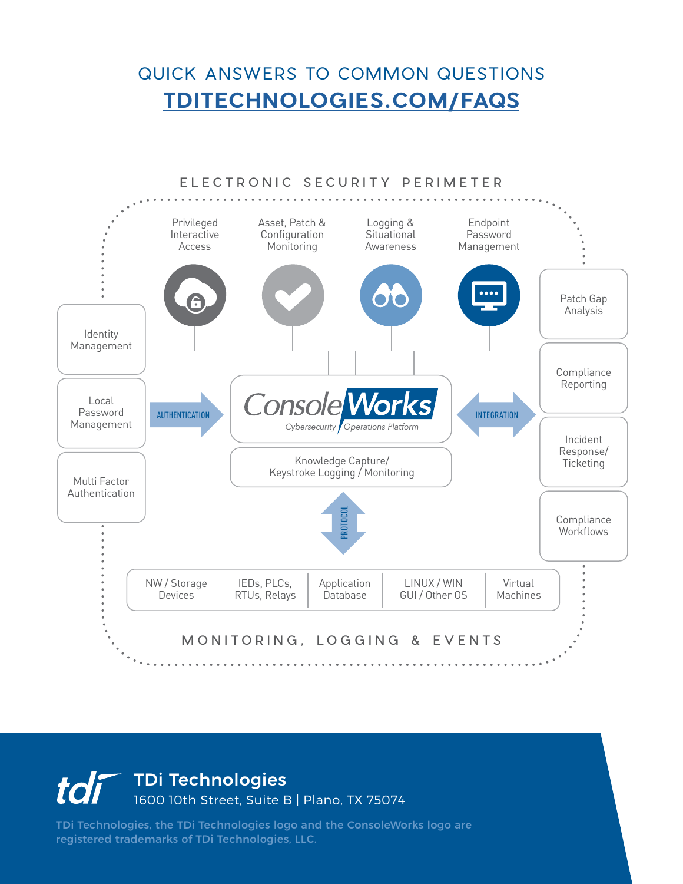## QUICK ANSWERS TO COMMON QUESTIONS

## TDITECHNOLOGIES.COM/FAQS

ELECTRONIC SECURITY PERIMETER

Privileged Interactive Access

Asset, Patch & Configuration Monitoring

Logging & Situational Awareness

Endpoint Password Management

Identity Management

Local Password Management

Multi Factor Authentication

AUTHENTICATION

ConsoleWorks

Cybersecurity Operations Platform

INTEGRATION

Patch Gap Analysis

Compliance Reporting

Incident Response/ Ticketing

Compliance Workflows

Knowledge Capture/ Keystroke Logging / Monitoring

PROTOCOL

NW / Storage Devices

IEDs, PLCs, RTUs, Relays

Application Database

LINUX / WIN GUI / Other OS

Virtual Machines

MONITORING, LOGGING & EVENTS

**TDi Technologies**

1600 10th Street, Suite B | Plano, TX 75074

TDi Technologies, the TDi Technologies logo and the ConsoleWorks logo are registered trademarks of TDi Technologies, LLC.